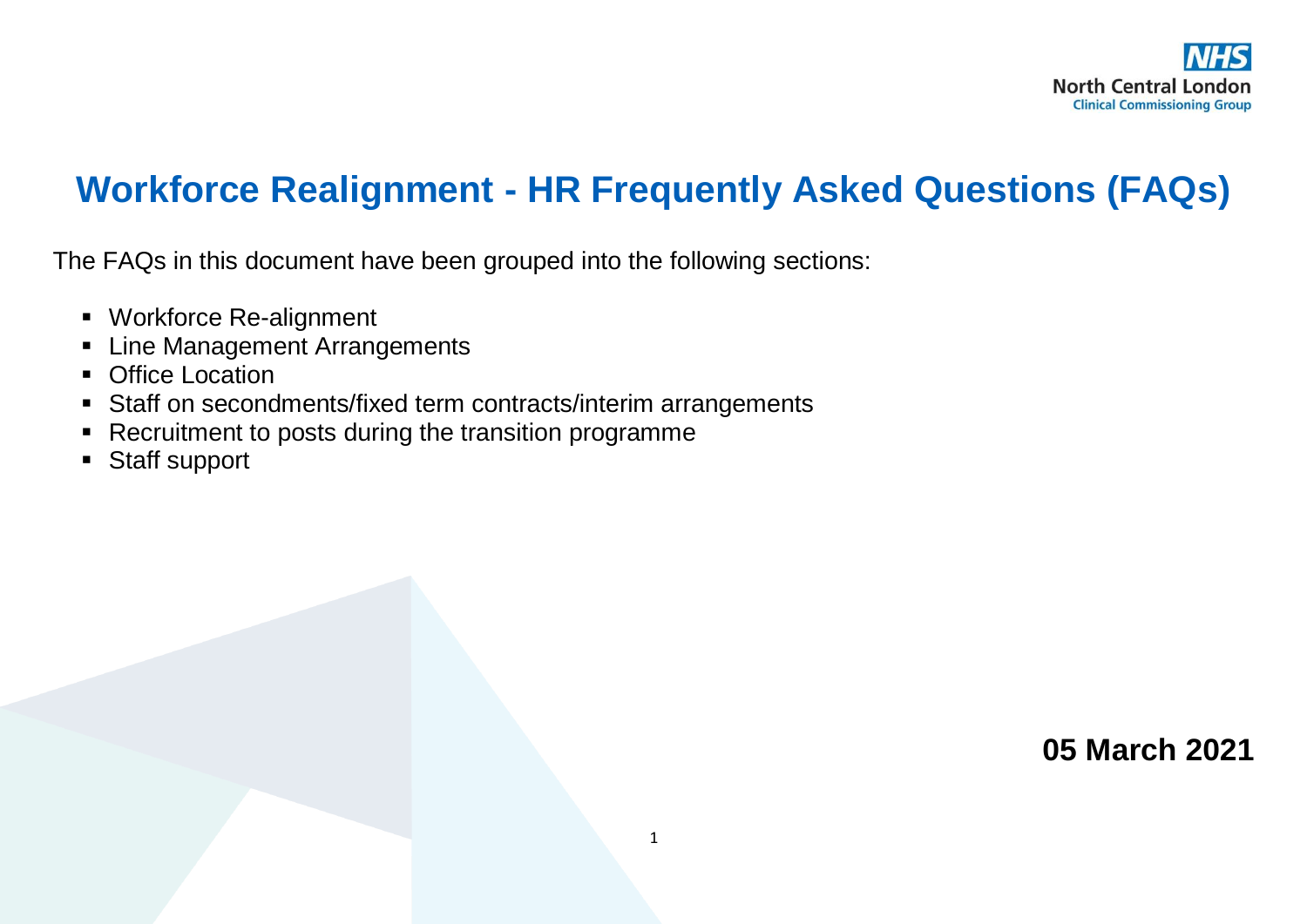NHS North Central London Clinical Commissioning Group

# Workforce Realignment - HR Frequently Asked Questions (FAQs)

The FAQs in this document have been grouped into the following sections:

- Workforce Re-alignment
- Line Management Arrangements
- Office Location
- Staff on secondments/fixed term contracts/interim arrangements
- Recruitment to posts during the transition programme
- Staff support

**05 March 2021**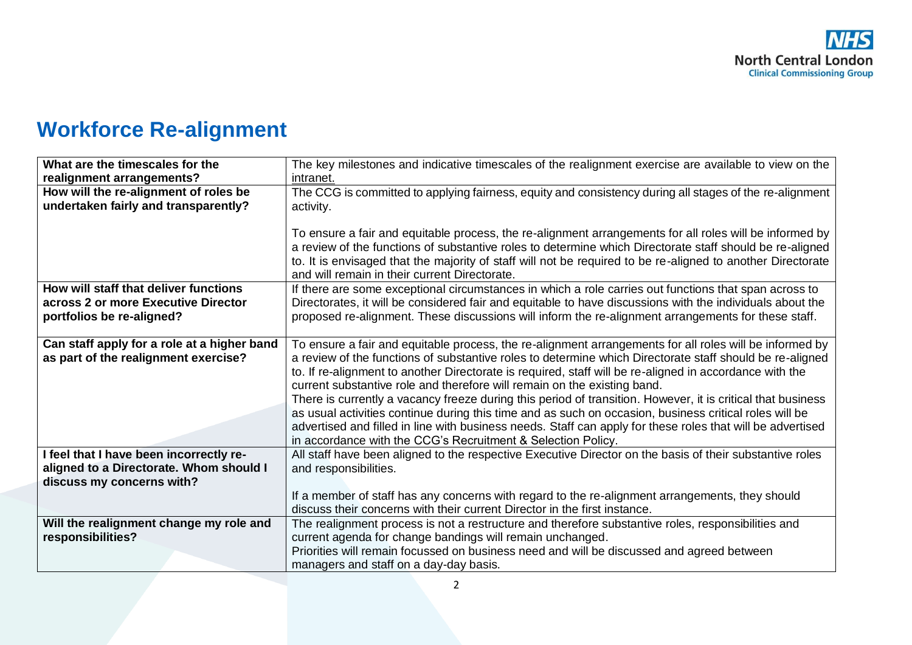# Workforce Re-alignment

| | |
|---|---|
| **What are the timescales for the realignment arrangements?** | The key milestones and indicative timescales of the realignment exercise are available to view on the intranet. |
| **How will the re-alignment of roles be undertaken fairly and transparently?** | The CCG is committed to applying fairness, equity and consistency during all stages of the re-alignment activity.<br><br>To ensure a fair and equitable process, the re-alignment arrangements for all roles will be informed by a review of the functions of substantive roles to determine which Directorate staff should be re-aligned to. It is envisaged that the majority of staff will not be required to be re-aligned to another Directorate and will remain in their current Directorate. |
| **How will staff that deliver functions across 2 or more Executive Director portfolios be re-aligned?** | If there are some exceptional circumstances in which a role carries out functions that span across to Directorates, it will be considered fair and equitable to have discussions with the individuals about the proposed re-alignment. These discussions will inform the re-alignment arrangements for these staff. |
| **Can staff apply for a role at a higher band as part of the realignment exercise?** | To ensure a fair and equitable process, the re-alignment arrangements for all roles will be informed by a review of the functions of substantive roles to determine which Directorate staff should be re-aligned to. If re-alignment to another Directorate is required, staff will be re-aligned in accordance with the current substantive role and therefore will remain on the existing band.<br>There is currently a vacancy freeze during this period of transition. However, it is critical that business as usual activities continue during this time and as such on occasion, business critical roles will be advertised and filled in line with business needs. Staff can apply for these roles that will be advertised in accordance with the CCG's Recruitment & Selection Policy. |
| **I feel that I have been incorrectly re-aligned to a Directorate. Whom should I discuss my concerns with?** | All staff have been aligned to the respective Executive Director on the basis of their substantive roles and responsibilities.<br><br>If a member of staff has any concerns with regard to the re-alignment arrangements, they should discuss their concerns with their current Director in the first instance. |
| **Will the realignment change my role and responsibilities?** | The realignment process is not a restructure and therefore substantive roles, responsibilities and current agenda for change bandings will remain unchanged.<br>Priorities will remain focussed on business need and will be discussed and agreed between managers and staff on a day-day basis. |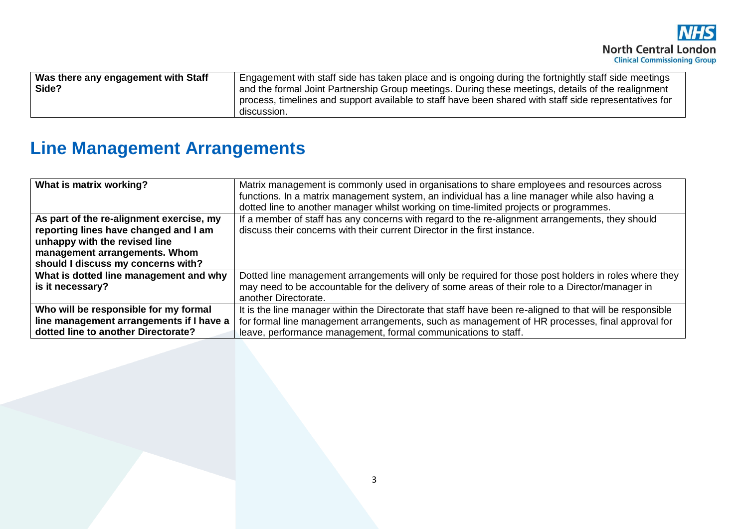| Was there any engagement with Staff Side? | Engagement with staff side has taken place and is ongoing during the fortnightly staff side meetings and the formal Joint Partnership Group meetings. During these meetings, details of the realignment process, timelines and support available to staff have been shared with staff side representatives for discussion. |
| --- | --- |

## Line Management Arrangements

| What is matrix working? | Matrix management is commonly used in organisations to share employees and resources across functions. In a matrix management system, an individual has a line manager while also having a dotted line to another manager whilst working on time-limited projects or programmes. |
| --- | --- |
| **As part of the re-alignment exercise, my reporting lines have changed and I am unhappy with the revised line management arrangements. Whom should I discuss my concerns with?** | If a member of staff has any concerns with regard to the re-alignment arrangements, they should discuss their concerns with their current Director in the first instance. |
| **What is dotted line management and why is it necessary?** | Dotted line management arrangements will only be required for those post holders in roles where they may need to be accountable for the delivery of some areas of their role to a Director/manager in another Directorate. |
| **Who will be responsible for my formal line management arrangements if I have a dotted line to another Directorate?** | It is the line manager within the Directorate that staff have been re-aligned to that will be responsible for formal line management arrangements, such as management of HR processes, final approval for leave, performance management, formal communications to staff. |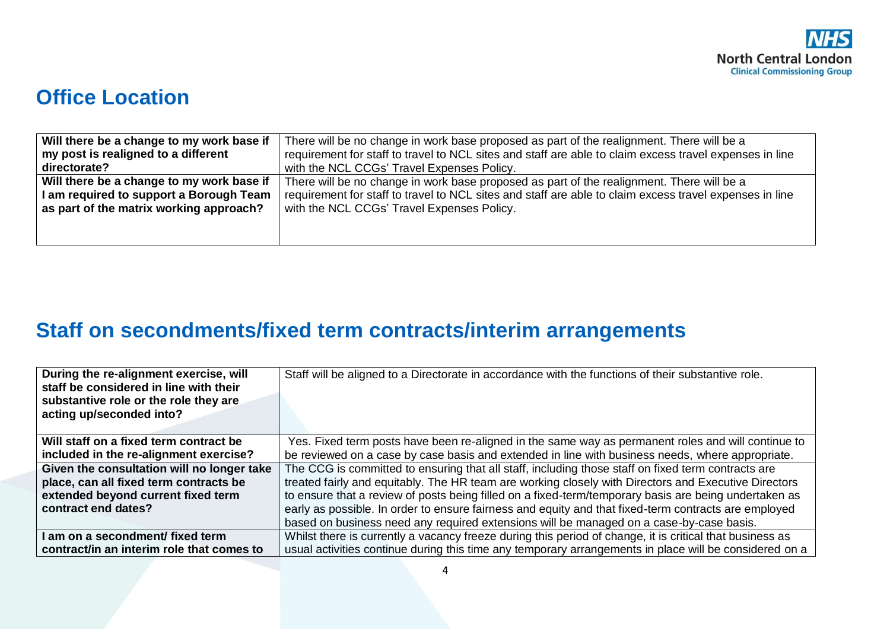## Office Location

| Will there be a change to my work base if my post is realigned to a different directorate? | There will be no change in work base proposed as part of the realignment. There will be a requirement for staff to travel to NCL sites and staff are able to claim excess travel expenses in line with the NCL CCGs' Travel Expenses Policy. |
|---|---|
| **Will there be a change to my work base if I am required to support a Borough Team as part of the matrix working approach?** | There will be no change in work base proposed as part of the realignment. There will be a requirement for staff to travel to NCL sites and staff are able to claim excess travel expenses in line with the NCL CCGs' Travel Expenses Policy. |

## Staff on secondments/fixed term contracts/interim arrangements

| During the re-alignment exercise, will staff be considered in line with their substantive role or the role they are acting up/seconded into? | Staff will be aligned to a Directorate in accordance with the functions of their substantive role. |
|---|---|
| **Will staff on a fixed term contract be included in the re-alignment exercise?** | Yes. Fixed term posts have been re-aligned in the same way as permanent roles and will continue to be reviewed on a case by case basis and extended in line with business needs, where appropriate. |
| **Given the consultation will no longer take place, can all fixed term contracts be extended beyond current fixed term contract end dates?** | The CCG is committed to ensuring that all staff, including those staff on fixed term contracts are treated fairly and equitably. The HR team are working closely with Directors and Executive Directors to ensure that a review of posts being filled on a fixed-term/temporary basis are being undertaken as early as possible. In order to ensure fairness and equity and that fixed-term contracts are employed based on business need any required extensions will be managed on a case-by-case basis. |
| **I am on a secondment/ fixed term contract/in an interim role that comes to** | Whilst there is currently a vacancy freeze during this period of change, it is critical that business as usual activities continue during this time any temporary arrangements in place will be considered on a |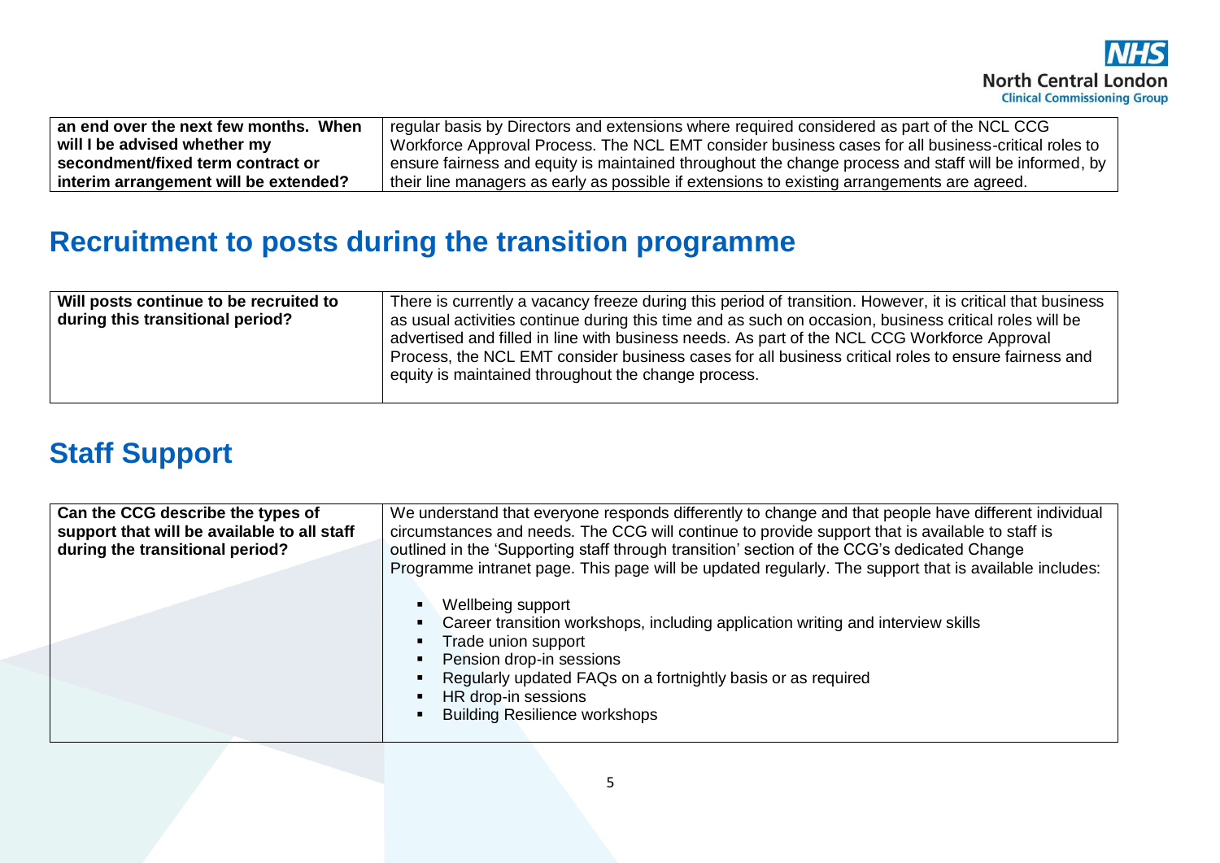| | |
|---|---|
| **an end over the next few months. When will I be advised whether my secondment/fixed term contract or interim arrangement will be extended?** | regular basis by Directors and extensions where required considered as part of the NCL CCG Workforce Approval Process. The NCL EMT consider business cases for all business-critical roles to ensure fairness and equity is maintained throughout the change process and staff will be informed, by their line managers as early as possible if extensions to existing arrangements are agreed. |

## Recruitment to posts during the transition programme

| | |
|---|---|
| **Will posts continue to be recruited to during this transitional period?** | There is currently a vacancy freeze during this period of transition. However, it is critical that business as usual activities continue during this time and as such on occasion, business critical roles will be advertised and filled in line with business needs. As part of the NCL CCG Workforce Approval Process, the NCL EMT consider business cases for all business critical roles to ensure fairness and equity is maintained throughout the change process. |

## Staff Support

| | |
|---|---|
| **Can the CCG describe the types of support that will be available to all staff during the transitional period?** | We understand that everyone responds differently to change and that people have different individual circumstances and needs. The CCG will continue to provide support that is available to staff is outlined in the 'Supporting staff through transition' section of the CCG's dedicated Change Programme intranet page. This page will be updated regularly. The support that is available includes:<br><br>- Wellbeing support<br>- Career transition workshops, including application writing and interview skills<br>- Trade union support<br>- Pension drop-in sessions<br>- Regularly updated FAQs on a fortnightly basis or as required<br>- HR drop-in sessions<br>- Building Resilience workshops |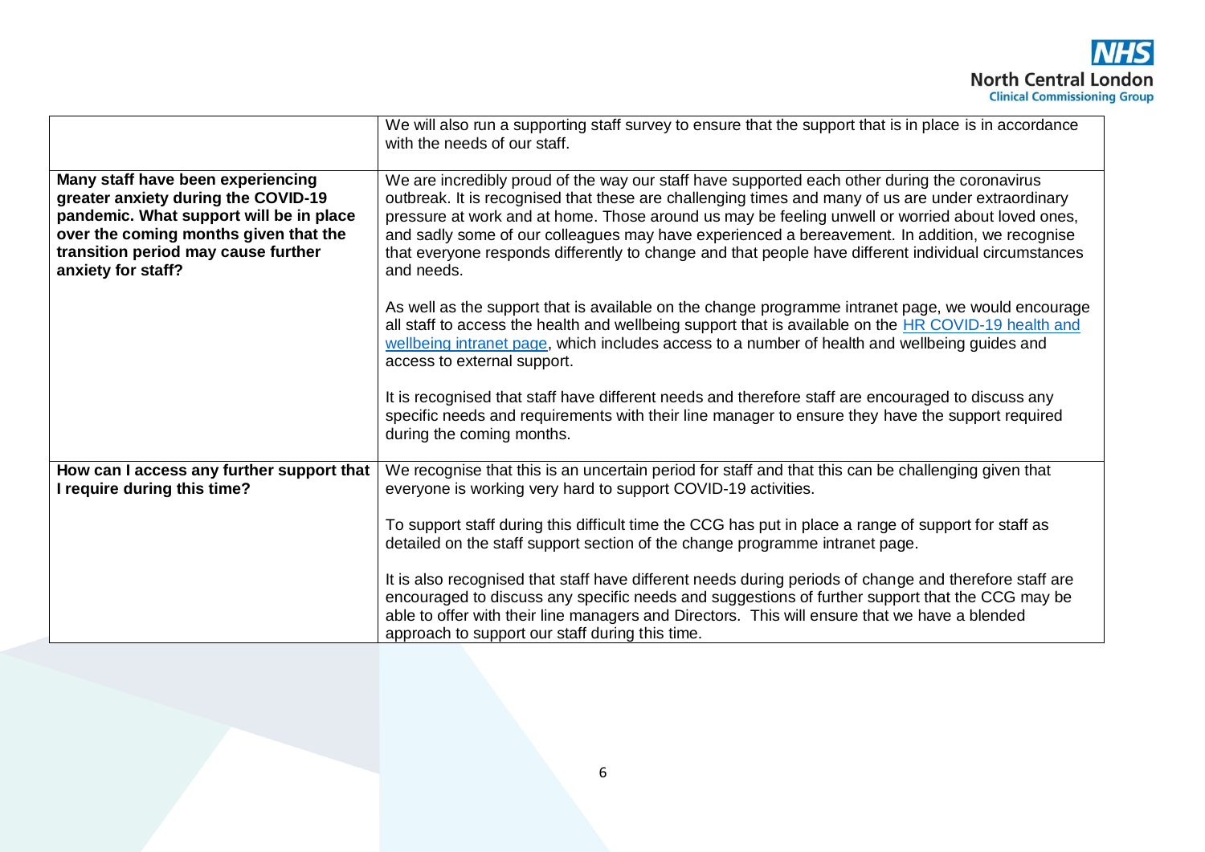| | |
|---|---|
| | We will also run a supporting staff survey to ensure that the support that is in place is in accordance with the needs of our staff. |
| **Many staff have been experiencing greater anxiety during the COVID-19 pandemic. What support will be in place over the coming months given that the transition period may cause further anxiety for staff?** | We are incredibly proud of the way our staff have supported each other during the coronavirus outbreak. It is recognised that these are challenging times and many of us are under extraordinary pressure at work and at home. Those around us may be feeling unwell or worried about loved ones, and sadly some of our colleagues may have experienced a bereavement. In addition, we recognise that everyone responds differently to change and that people have different individual circumstances and needs.<br><br>As well as the support that is available on the change programme intranet page, we would encourage all staff to access the health and wellbeing support that is available on the HR COVID-19 health and wellbeing intranet page, which includes access to a number of health and wellbeing guides and access to external support.<br><br>It is recognised that staff have different needs and therefore staff are encouraged to discuss any specific needs and requirements with their line manager to ensure they have the support required during the coming months. |
| **How can I access any further support that I require during this time?** | We recognise that this is an uncertain period for staff and that this can be challenging given that everyone is working very hard to support COVID-19 activities.<br><br>To support staff during this difficult time the CCG has put in place a range of support for staff as detailed on the staff support section of the change programme intranet page.<br><br>It is also recognised that staff have different needs during periods of change and therefore staff are encouraged to discuss any specific needs and suggestions of further support that the CCG may be able to offer with their line managers and Directors. This will ensure that we have a blended approach to support our staff during this time. |